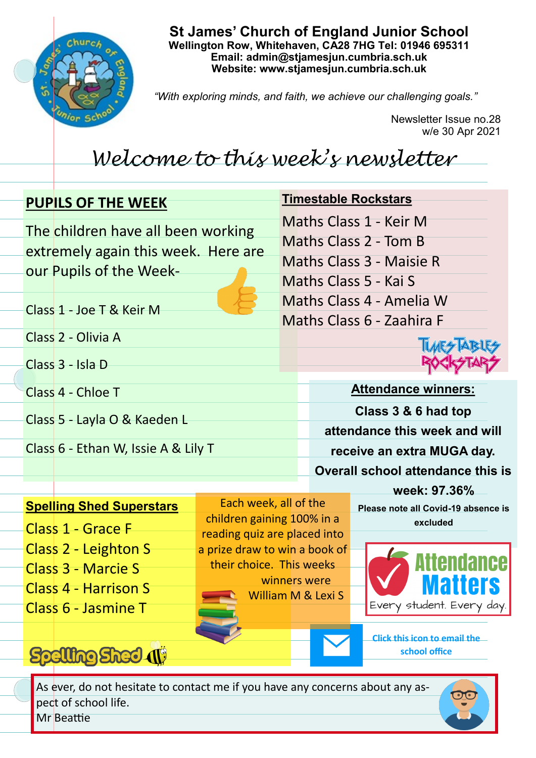# St James' Church of England Junior School

**Wellington Row, Whitehaven, CA28 7HG Tel: 01946 695311**
**Email: admin@stjamesjun.cumbria.sch.uk**
**Website: www.stjamesjun.cumbria.sch.uk**

*"With exploring minds, and faith, we achieve our challenging goals."*

Newsletter Issue no.28
w/e 30 Apr 2021

## *Welcome to this week's newsletter*

### PUPILS OF THE WEEK

The children have all been working extremely again this week. Here are our Pupils of the Week-

Class 1 - Joe T & Keir M

Class 2 - Olivia A

Class 3 - Isla D

Class 4 - Chloe T

Class 5 - Layla O & Kaeden L

Class 6 - Ethan W, Issie A & Lily T

### Timestable Rockstars

Maths Class 1 - Keir M
Maths Class 2 - Tom B
Maths Class 3 - Maisie R
Maths Class 5 - Kai S
Maths Class 4 - Amelia W
Maths Class 6 - Zaahira F

### Attendance winners:

**Class 3 & 6 had top attendance this week and will receive an extra MUGA day.**
**Overall school attendance this is week: 97.36%**

**Please note all Covid-19 absence is excluded**

Attendance Matters
Every student. Every day.

### Spelling Shed Superstars

Class 1 - Grace F
Class 2 - Leighton S
Class 3 - Marcie S
Class 4 - Harrison S
Class 6 - Jasmine T

Each week, all of the children gaining 100% in a reading quiz are placed into a prize draw to win a book of their choice. This weeks winners were William M & Lexi S

Click this icon to email the school office

As ever, do not hesitate to contact me if you have any concerns about any aspect of school life.
Mr Beattie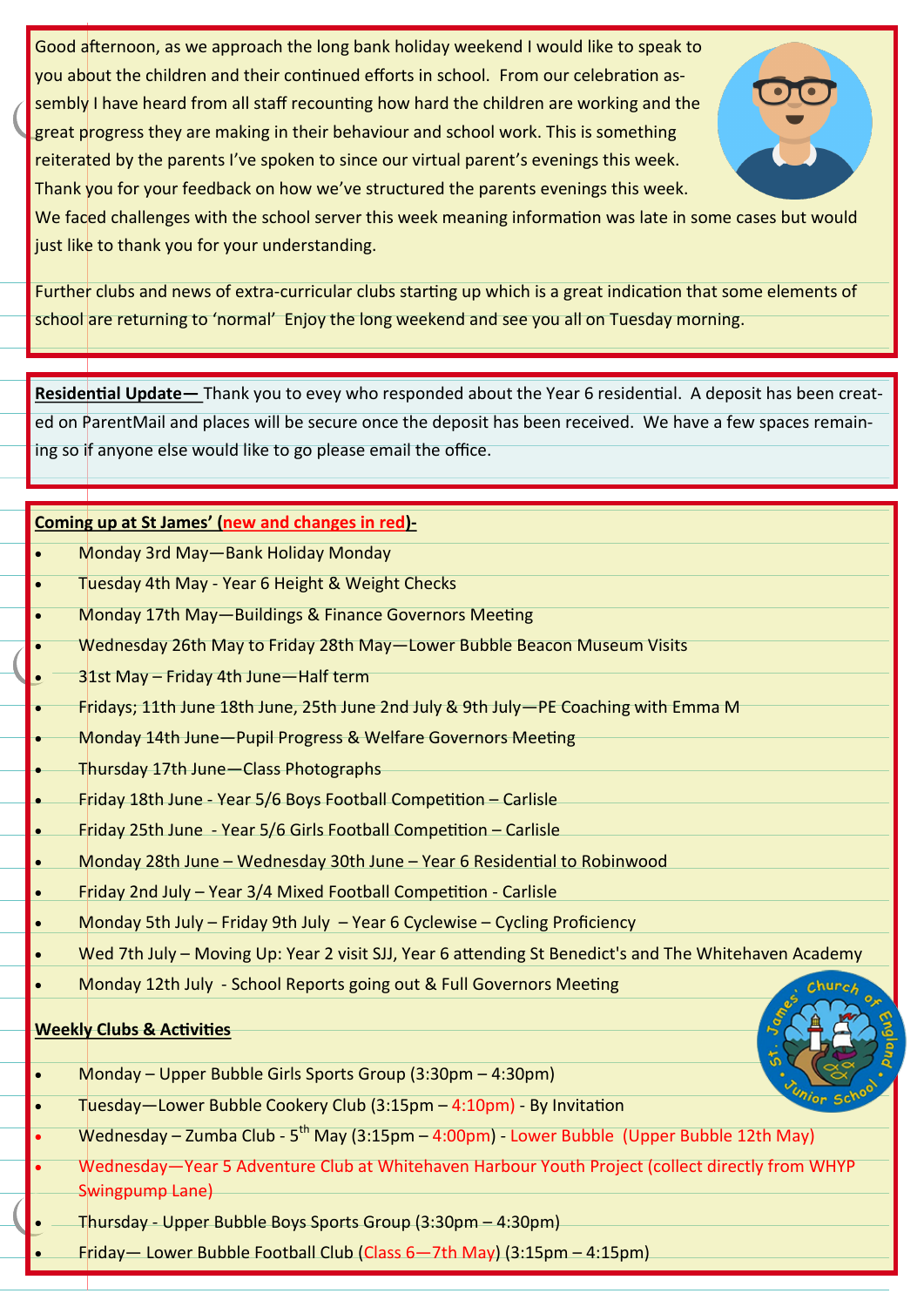Good afternoon, as we approach the long bank holiday weekend I would like to speak to you about the children and their continued efforts in school. From our celebration assembly I have heard from all staff recounting how hard the children are working and the great progress they are making in their behaviour and school work. This is something reiterated by the parents I've spoken to since our virtual parent's evenings this week. Thank you for your feedback on how we've structured the parents evenings this week. We faced challenges with the school server this week meaning information was late in some cases but would just like to thank you for your understanding.

Further clubs and news of extra-curricular clubs starting up which is a great indication that some elements of school are returning to 'normal' Enjoy the long weekend and see you all on Tuesday morning.

**Residential Update—** Thank you to evey who responded about the Year 6 residential. A deposit has been created on ParentMail and places will be secure once the deposit has been received. We have a few spaces remaining so if anyone else would like to go please email the office.

**Coming up at St James' (new and changes in red)-**

- Monday 3rd May—Bank Holiday Monday
- Tuesday 4th May - Year 6 Height & Weight Checks
- Monday 17th May—Buildings & Finance Governors Meeting
- Wednesday 26th May to Friday 28th May—Lower Bubble Beacon Museum Visits
- 31st May – Friday 4th June—Half term
- Fridays; 11th June 18th June, 25th June 2nd July & 9th July—PE Coaching with Emma M
- Monday 14th June—Pupil Progress & Welfare Governors Meeting
- Thursday 17th June—Class Photographs
- Friday 18th June - Year 5/6 Boys Football Competition – Carlisle
- Friday 25th June - Year 5/6 Girls Football Competition – Carlisle
- Monday 28th June – Wednesday 30th June – Year 6 Residential to Robinwood
- Friday 2nd July – Year 3/4 Mixed Football Competition - Carlisle
- Monday 5th July – Friday 9th July – Year 6 Cyclewise – Cycling Proficiency
- Wed 7th July – Moving Up: Year 2 visit SJJ, Year 6 attending St Benedict's and The Whitehaven Academy
- Monday 12th July - School Reports going out & Full Governors Meeting

**Weekly Clubs & Activities**

- Monday – Upper Bubble Girls Sports Group (3:30pm – 4:30pm)
- Tuesday—Lower Bubble Cookery Club (3:15pm – 4:10pm) - By Invitation
- Wednesday – Zumba Club - 5th May (3:15pm – 4:00pm) - Lower Bubble (Upper Bubble 12th May)
- Wednesday—Year 5 Adventure Club at Whitehaven Harbour Youth Project (collect directly from WHYP Swingpump Lane)
- Thursday - Upper Bubble Boys Sports Group (3:30pm – 4:30pm)
- Friday— Lower Bubble Football Club (Class 6—7th May) (3:15pm – 4:15pm)